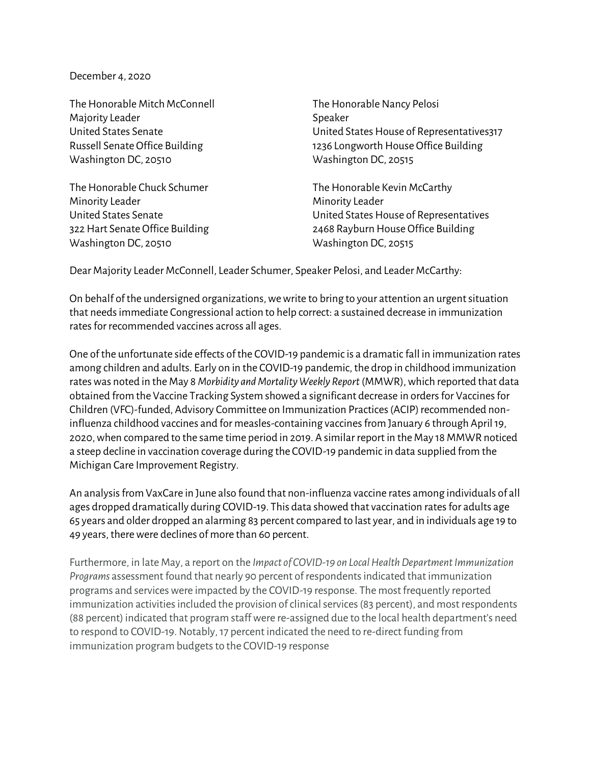December 4, 2020

The Honorable Mitch McConnell
Majority Leader
United States Senate
Russell Senate Office Building
Washington DC, 20510

The Honorable Nancy Pelosi
Speaker
United States House of Representatives317
1236 Longworth House Office Building
Washington DC, 20515

The Honorable Chuck Schumer
Minority Leader
United States Senate
322 Hart Senate Office Building
Washington DC, 20510

The Honorable Kevin McCarthy
Minority Leader
United States House of Representatives
2468 Rayburn House Office Building
Washington DC, 20515

Dear Majority Leader McConnell, Leader Schumer, Speaker Pelosi, and Leader McCarthy:

On behalf of the undersigned organizations, we write to bring to your attention an urgent situation that needs immediate Congressional action to help correct: a sustained decrease in immunization rates for recommended vaccines across all ages.

One of the unfortunate side effects of the COVID-19 pandemic is a dramatic fall in immunization rates among children and adults. Early on in the COVID-19 pandemic, the drop in childhood immunization rates was noted in the May 8 *Morbidity and Mortality Weekly Report* (MMWR), which reported that data obtained from the Vaccine Tracking System showed a significant decrease in orders for Vaccines for Children (VFC)-funded, Advisory Committee on Immunization Practices (ACIP) recommended non-influenza childhood vaccines and for measles-containing vaccines from January 6 through April 19, 2020, when compared to the same time period in 2019. A similar report in the May 18 MMWR noticed a steep decline in vaccination coverage during the COVID-19 pandemic in data supplied from the Michigan Care Improvement Registry.

An analysis from VaxCare in June also found that non-influenza vaccine rates among individuals of all ages dropped dramatically during COVID-19. This data showed that vaccination rates for adults age 65 years and older dropped an alarming 83 percent compared to last year, and in individuals age 19 to 49 years, there were declines of more than 60 percent.

Furthermore, in late May, a report on the *Impact of COVID-19 on Local Health Department Immunization Programs* assessment found that nearly 90 percent of respondents indicated that immunization programs and services were impacted by the COVID-19 response. The most frequently reported immunization activities included the provision of clinical services (83 percent), and most respondents (88 percent) indicated that program staff were re-assigned due to the local health department's need to respond to COVID-19. Notably, 17 percent indicated the need to re-direct funding from immunization program budgets to the COVID-19 response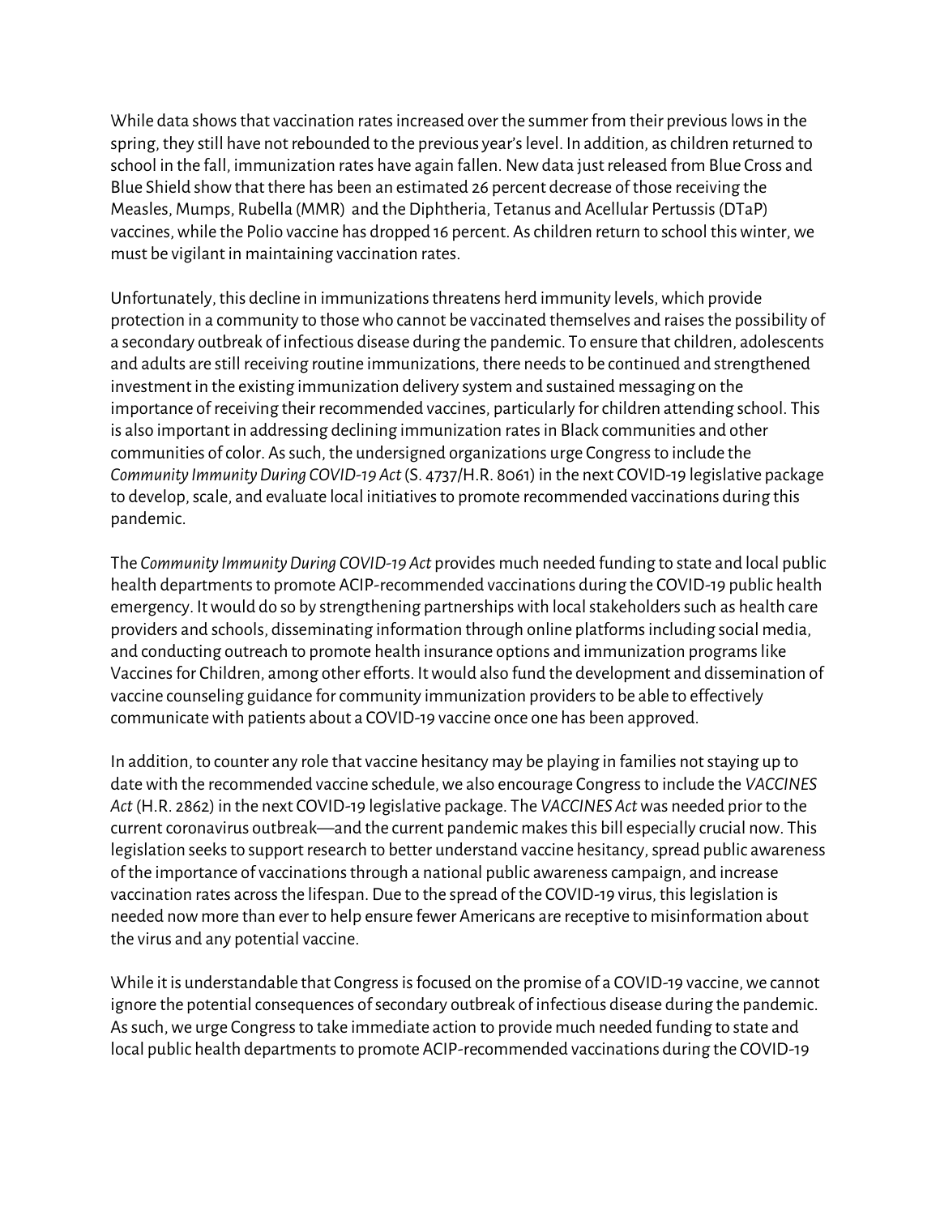While data shows that vaccination rates increased over the summer from their previous lows in the spring, they still have not rebounded to the previous year's level. In addition, as children returned to school in the fall, immunization rates have again fallen. New data just released from Blue Cross and Blue Shield show that there has been an estimated 26 percent decrease of those receiving the Measles, Mumps, Rubella (MMR) and the Diphtheria, Tetanus and Acellular Pertussis (DTaP) vaccines, while the Polio vaccine has dropped 16 percent. As children return to school this winter, we must be vigilant in maintaining vaccination rates.

Unfortunately, this decline in immunizations threatens herd immunity levels, which provide protection in a community to those who cannot be vaccinated themselves and raises the possibility of a secondary outbreak of infectious disease during the pandemic. To ensure that children, adolescents and adults are still receiving routine immunizations, there needs to be continued and strengthened investment in the existing immunization delivery system and sustained messaging on the importance of receiving their recommended vaccines, particularly for children attending school. This is also important in addressing declining immunization rates in Black communities and other communities of color. As such, the undersigned organizations urge Congress to include the *Community Immunity During COVID-19 Act* (S. 4737/H.R. 8061) in the next COVID-19 legislative package to develop, scale, and evaluate local initiatives to promote recommended vaccinations during this pandemic.

The *Community Immunity During COVID-19 Act* provides much needed funding to state and local public health departments to promote ACIP-recommended vaccinations during the COVID-19 public health emergency. It would do so by strengthening partnerships with local stakeholders such as health care providers and schools, disseminating information through online platforms including social media, and conducting outreach to promote health insurance options and immunization programs like Vaccines for Children, among other efforts. It would also fund the development and dissemination of vaccine counseling guidance for community immunization providers to be able to effectively communicate with patients about a COVID-19 vaccine once one has been approved.

In addition, to counter any role that vaccine hesitancy may be playing in families not staying up to date with the recommended vaccine schedule, we also encourage Congress to include the *VACCINES Act* (H.R. 2862) in the next COVID-19 legislative package. The *VACCINES Act* was needed prior to the current coronavirus outbreak—and the current pandemic makes this bill especially crucial now. This legislation seeks to support research to better understand vaccine hesitancy, spread public awareness of the importance of vaccinations through a national public awareness campaign, and increase vaccination rates across the lifespan. Due to the spread of the COVID-19 virus, this legislation is needed now more than ever to help ensure fewer Americans are receptive to misinformation about the virus and any potential vaccine.

While it is understandable that Congress is focused on the promise of a COVID-19 vaccine, we cannot ignore the potential consequences of secondary outbreak of infectious disease during the pandemic. As such, we urge Congress to take immediate action to provide much needed funding to state and local public health departments to promote ACIP-recommended vaccinations during the COVID-19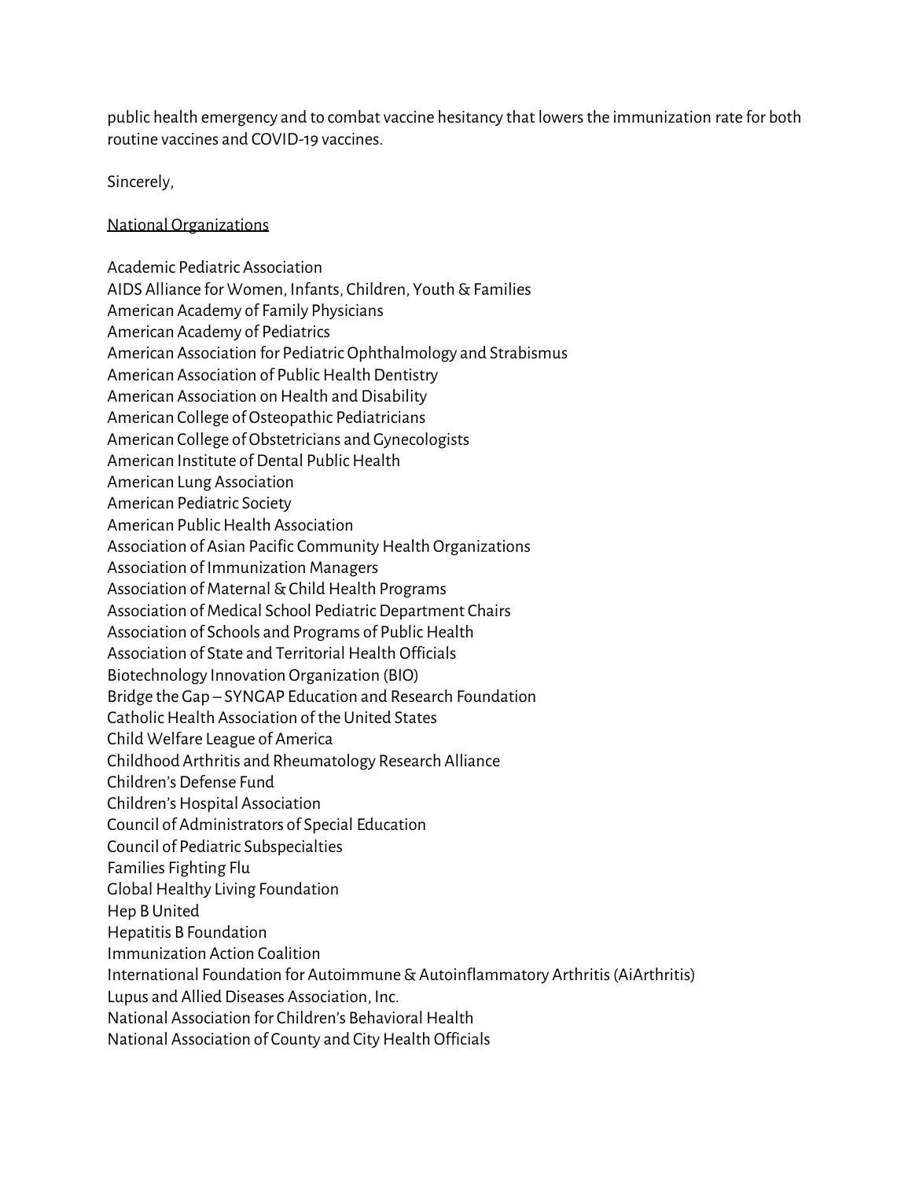public health emergency and to combat vaccine hesitancy that lowers the immunization rate for both routine vaccines and COVID-19 vaccines.

Sincerely,

<u>National Organizations</u>

Academic Pediatric Association
AIDS Alliance for Women, Infants, Children, Youth & Families
American Academy of Family Physicians
American Academy of Pediatrics
American Association for Pediatric Ophthalmology and Strabismus
American Association of Public Health Dentistry
American Association on Health and Disability
American College of Osteopathic Pediatricians
American College of Obstetricians and Gynecologists
American Institute of Dental Public Health
American Lung Association
American Pediatric Society
American Public Health Association
Association of Asian Pacific Community Health Organizations
Association of Immunization Managers
Association of Maternal & Child Health Programs
Association of Medical School Pediatric Department Chairs
Association of Schools and Programs of Public Health
Association of State and Territorial Health Officials
Biotechnology Innovation Organization (BIO)
Bridge the Gap – SYNGAP Education and Research Foundation
Catholic Health Association of the United States
Child Welfare League of America
Childhood Arthritis and Rheumatology Research Alliance
Children's Defense Fund
Children's Hospital Association
Council of Administrators of Special Education
Council of Pediatric Subspecialties
Families Fighting Flu
Global Healthy Living Foundation
Hep B United
Hepatitis B Foundation
Immunization Action Coalition
International Foundation for Autoimmune & Autoinflammatory Arthritis (AiArthritis)
Lupus and Allied Diseases Association, Inc.
National Association for Children's Behavioral Health
National Association of County and City Health Officials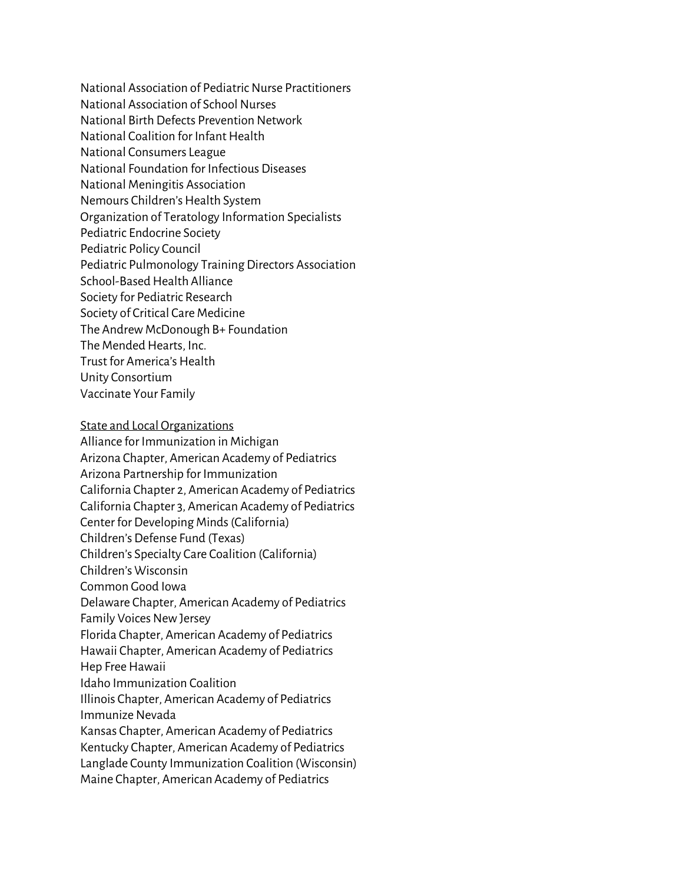National Association of Pediatric Nurse Practitioners
National Association of School Nurses
National Birth Defects Prevention Network
National Coalition for Infant Health
National Consumers League
National Foundation for Infectious Diseases
National Meningitis Association
Nemours Children's Health System
Organization of Teratology Information Specialists
Pediatric Endocrine Society
Pediatric Policy Council
Pediatric Pulmonology Training Directors Association
School-Based Health Alliance
Society for Pediatric Research
Society of Critical Care Medicine
The Andrew McDonough B+ Foundation
The Mended Hearts, Inc.
Trust for America's Health
Unity Consortium
Vaccinate Your Family

<u>State and Local Organizations</u>
Alliance for Immunization in Michigan
Arizona Chapter, American Academy of Pediatrics
Arizona Partnership for Immunization
California Chapter 2, American Academy of Pediatrics
California Chapter 3, American Academy of Pediatrics
Center for Developing Minds (California)
Children's Defense Fund (Texas)
Children's Specialty Care Coalition (California)
Children's Wisconsin
Common Good Iowa
Delaware Chapter, American Academy of Pediatrics
Family Voices New Jersey
Florida Chapter, American Academy of Pediatrics
Hawaii Chapter, American Academy of Pediatrics
Hep Free Hawaii
Idaho Immunization Coalition
Illinois Chapter, American Academy of Pediatrics
Immunize Nevada
Kansas Chapter, American Academy of Pediatrics
Kentucky Chapter, American Academy of Pediatrics
Langlade County Immunization Coalition (Wisconsin)
Maine Chapter, American Academy of Pediatrics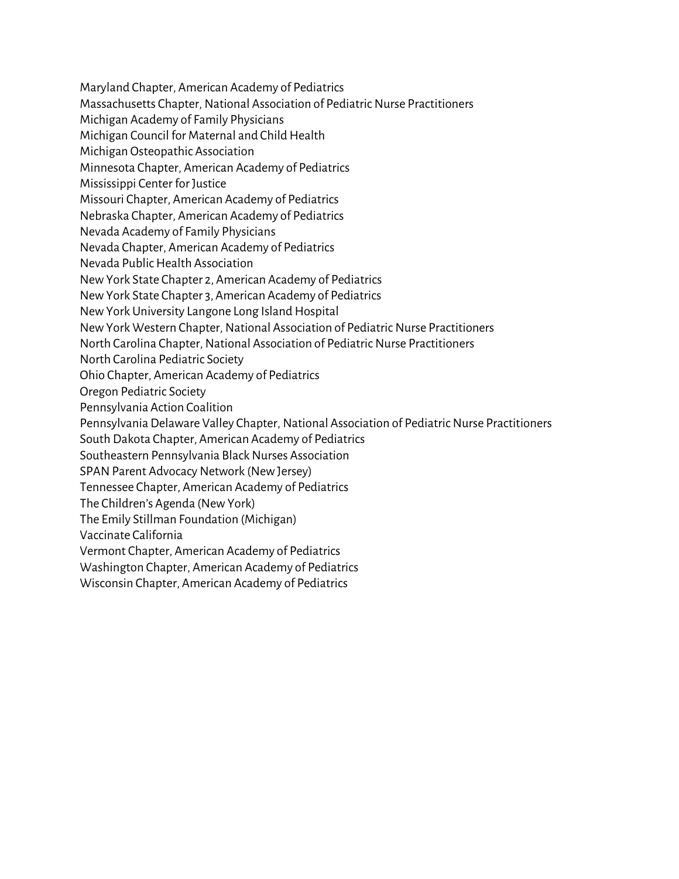Maryland Chapter, American Academy of Pediatrics
Massachusetts Chapter, National Association of Pediatric Nurse Practitioners
Michigan Academy of Family Physicians
Michigan Council for Maternal and Child Health
Michigan Osteopathic Association
Minnesota Chapter, American Academy of Pediatrics
Mississippi Center for Justice
Missouri Chapter, American Academy of Pediatrics
Nebraska Chapter, American Academy of Pediatrics
Nevada Academy of Family Physicians
Nevada Chapter, American Academy of Pediatrics
Nevada Public Health Association
New York State Chapter 2, American Academy of Pediatrics
New York State Chapter 3, American Academy of Pediatrics
New York University Langone Long Island Hospital
New York Western Chapter, National Association of Pediatric Nurse Practitioners
North Carolina Chapter, National Association of Pediatric Nurse Practitioners
North Carolina Pediatric Society
Ohio Chapter, American Academy of Pediatrics
Oregon Pediatric Society
Pennsylvania Action Coalition
Pennsylvania Delaware Valley Chapter, National Association of Pediatric Nurse Practitioners
South Dakota Chapter, American Academy of Pediatrics
Southeastern Pennsylvania Black Nurses Association
SPAN Parent Advocacy Network (New Jersey)
Tennessee Chapter, American Academy of Pediatrics
The Children's Agenda (New York)
The Emily Stillman Foundation (Michigan)
Vaccinate California
Vermont Chapter, American Academy of Pediatrics
Washington Chapter, American Academy of Pediatrics
Wisconsin Chapter, American Academy of Pediatrics